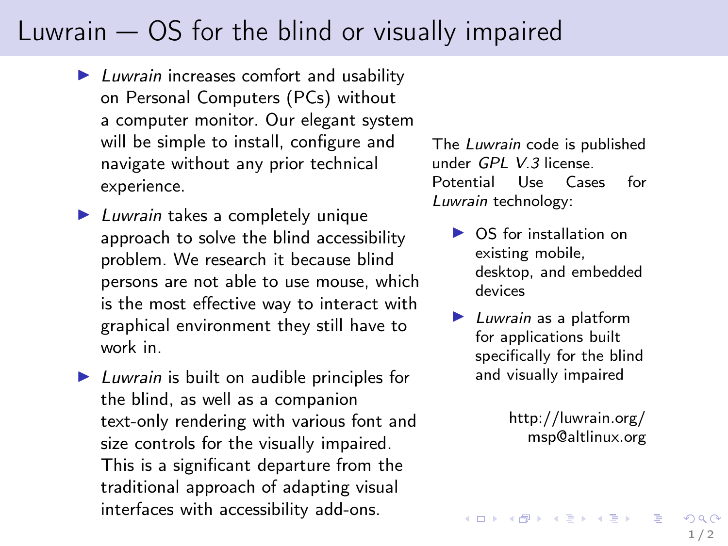# Luwrain — OS for the blind or visually impaired

- *Luwrain* increases comfort and usability on Personal Computers (PCs) without a computer monitor. Our elegant system will be simple to install, configure and navigate without any prior technical experience.
- *Luwrain* takes a completely unique approach to solve the blind accessibility problem. We research it because blind persons are not able to use mouse, which is the most effective way to interact with graphical environment they still have to work in.
- *Luwrain* is built on audible principles for the blind, as well as a companion text-only rendering with various font and size controls for the visually impaired. This is a significant departure from the traditional approach of adapting visual interfaces with accessibility add-ons.

The *Luwrain* code is published under *GPL V.3* license. Potential Use Cases for *Luwrain* technology:

- OS for installation on existing mobile, desktop, and embedded devices
- *Luwrain* as a platform for applications built specifically for the blind and visually impaired

http://luwrain.org/
msp@altlinux.org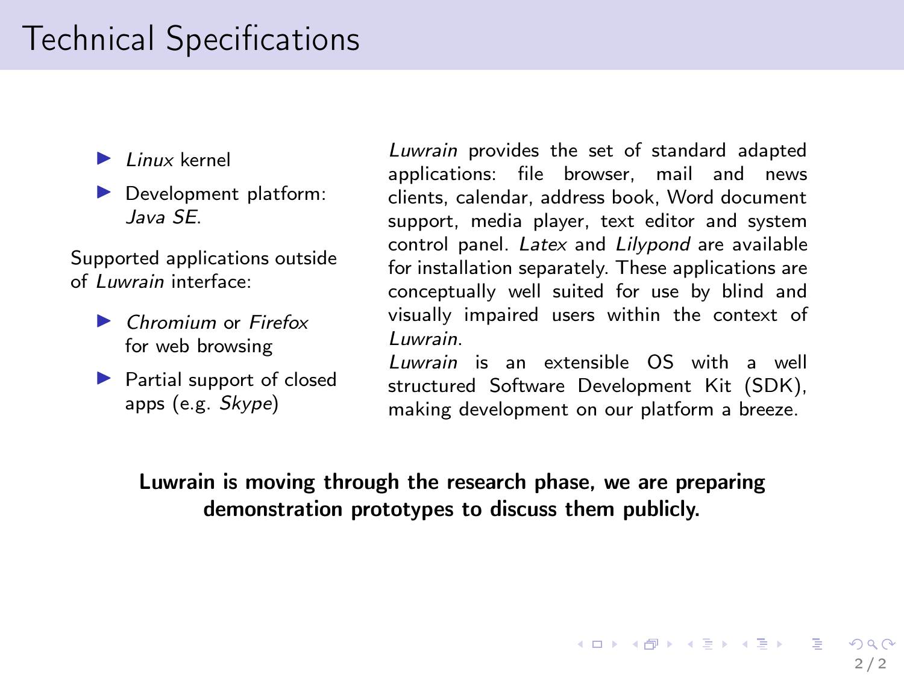# Technical Specifications

- *Linux* kernel
- Development platform: *Java SE*.

Supported applications outside of *Luwrain* interface:

- *Chromium* or *Firefox* for web browsing
- Partial support of closed apps (e.g. *Skype*)

*Luwrain* provides the set of standard adapted applications: file browser, mail and news clients, calendar, address book, Word document support, media player, text editor and system control panel. *Latex* and *Lilypond* are available for installation separately. These applications are conceptually well suited for use by blind and visually impaired users within the context of *Luwrain*.

*Luwrain* is an extensible OS with a well structured Software Development Kit (SDK), making development on our platform a breeze.

**Luwrain is moving through the research phase, we are preparing demonstration prototypes to discuss them publicly.**